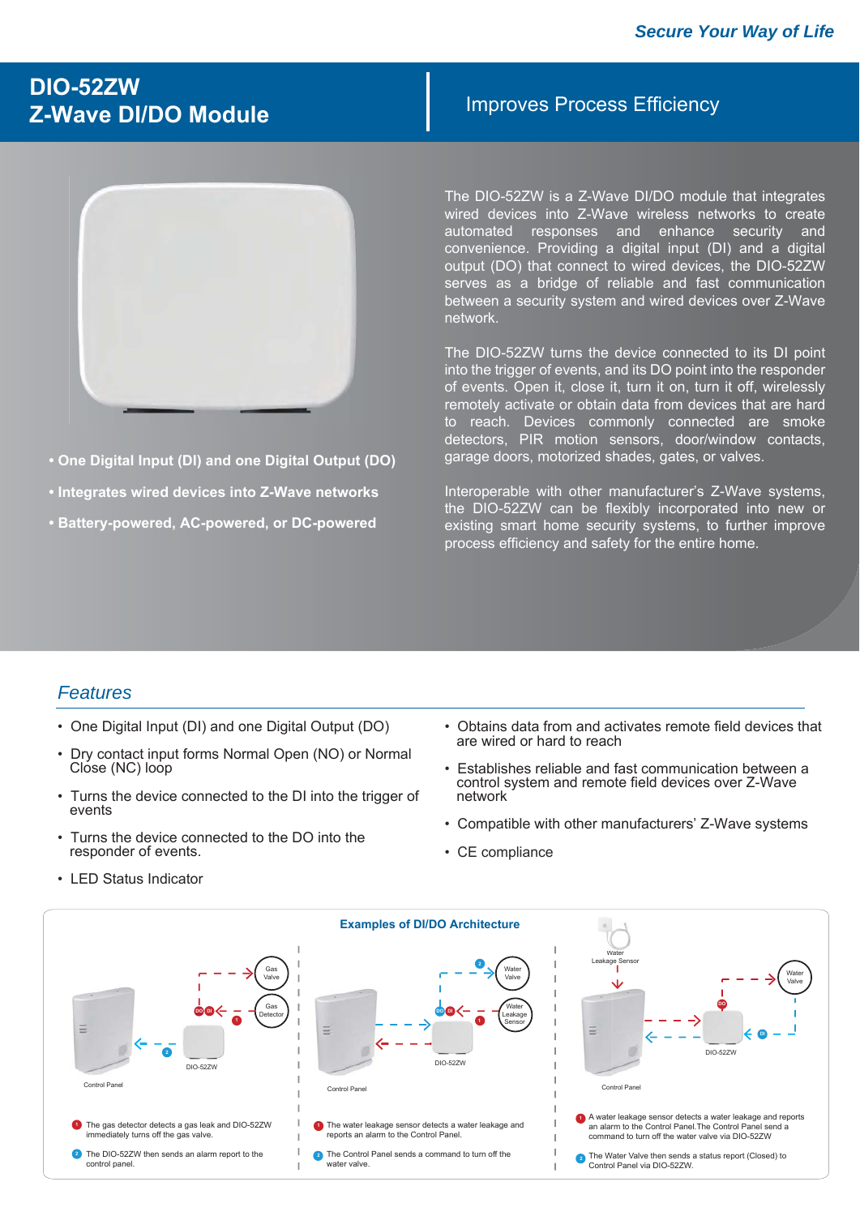*Secure Your Way of Life*

# DIO-52ZW Z-Wave DI/DO Module

## Improves Process Efficiency

- **One Digital Input (DI) and one Digital Output (DO)**
- **Integrates wired devices into Z-Wave networks**
- **Battery-powered, AC-powered, or DC-powered**

The DIO-52ZW is a Z-Wave DI/DO module that integrates wired devices into Z-Wave wireless networks to create automated responses and enhance security and convenience. Providing a digital input (DI) and a digital output (DO) that connect to wired devices, the DIO-52ZW serves as a bridge of reliable and fast communication between a security system and wired devices over Z-Wave network.

The DIO-52ZW turns the device connected to its DI point into the trigger of events, and its DO point into the responder of events. Open it, close it, turn it on, turn it off, wirelessly remotely activate or obtain data from devices that are hard to reach. Devices commonly connected are smoke detectors, PIR motion sensors, door/window contacts, garage doors, motorized shades, gates, or valves.

Interoperable with other manufacturer's Z-Wave systems, the DIO-52ZW can be flexibly incorporated into new or existing smart home security systems, to further improve process efficiency and safety for the entire home.

## *Features*

- One Digital Input (DI) and one Digital Output (DO)
- Dry contact input forms Normal Open (NO) or Normal Close (NC) loop
- Turns the device connected to the DI into the trigger of events
- Turns the device connected to the DO into the responder of events.
- LED Status Indicator
- Obtains data from and activates remote field devices that are wired or hard to reach
- Establishes reliable and fast communication between a control system and remote field devices over Z-Wave network
- Compatible with other manufacturers' Z-Wave systems
- CE compliance

### Examples of DI/DO Architecture

Gas Valve, Gas Detector, DO, DI, DIO-52ZW, Control Panel

1. The gas detector detects a gas leak and DIO-52ZW immediately turns off the gas valve.
2. The DIO-52ZW then sends an alarm report to the control panel.

Water Valve, Water Leakage Sensor, DO, DI, DIO-52ZW, Control Panel

1. The water leakage sensor detects a water leakage and reports an alarm to the Control Panel.
2. The Control Panel sends a command to turn off the water valve.

Water Leakage Sensor, Water Valve, DO, DI, DIO-52ZW, Control Panel

1. A water leakage sensor detects a water leakage and reports an alarm to the Control Panel.The Control Panel send a command to turn off the water valve via DIO-52ZW
2. The Water Valve then sends a status report (Closed) to Control Panel via DIO-52ZW.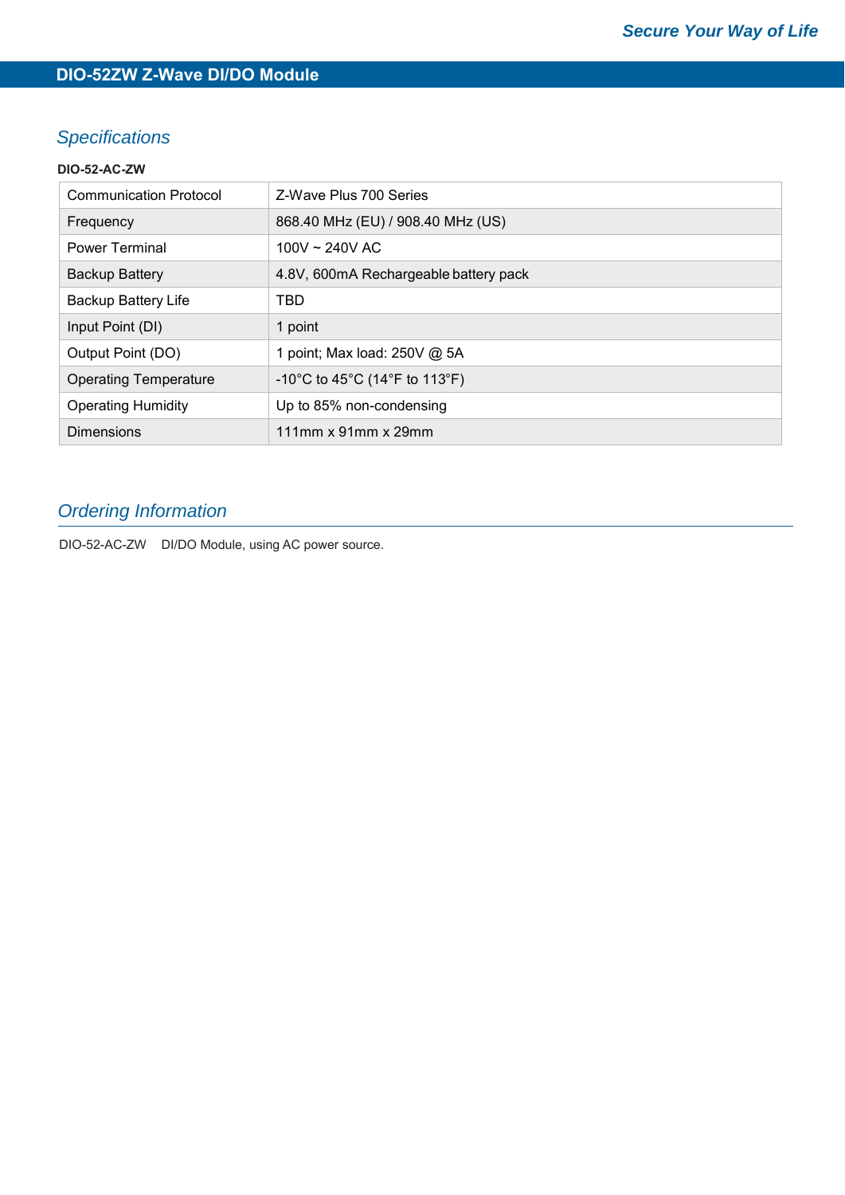## DIO-52ZW Z-Wave DI/DO Module

### *Specifications*

**DIO-52-AC-ZW**

| | |
|---|---|
| Communication Protocol | Z-Wave Plus 700 Series |
| Frequency | 868.40 MHz (EU) / 908.40 MHz (US) |
| Power Terminal | 100V ~ 240V AC |
| Backup Battery | 4.8V, 600mA Rechargeable battery pack |
| Backup Battery Life | TBD |
| Input Point (DI) | 1 point |
| Output Point (DO) | 1 point; Max load: 250V @ 5A |
| Operating Temperature | -10°C to 45°C (14°F to 113°F) |
| Operating Humidity | Up to 85% non-condensing |
| Dimensions | 111mm x 91mm x 29mm |

### *Ordering Information*

DIO-52-AC-ZW    DI/DO Module, using AC power source.